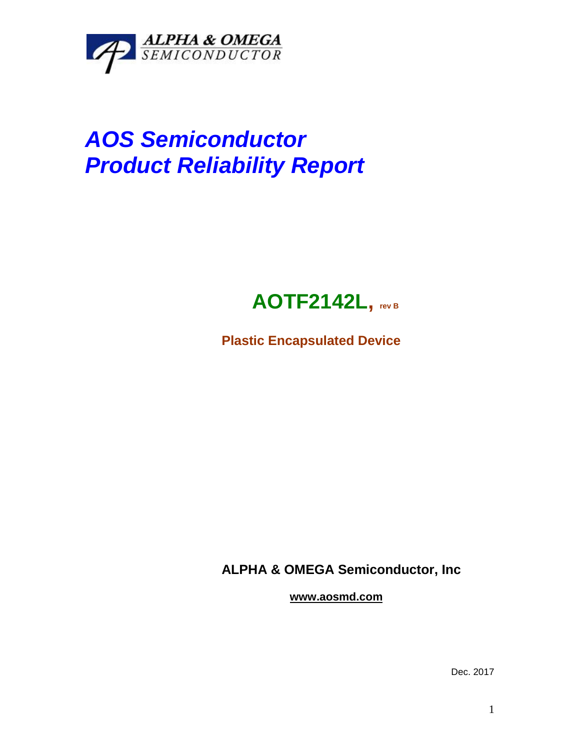ALPHA & OMEGA
SEMICONDUCTOR

# *AOS Semiconductor*
# *Product Reliability Report*

## AOTF2142L, rev B

**Plastic Encapsulated Device**

**ALPHA & OMEGA Semiconductor, Inc**

**www.aosmd.com**

Dec. 2017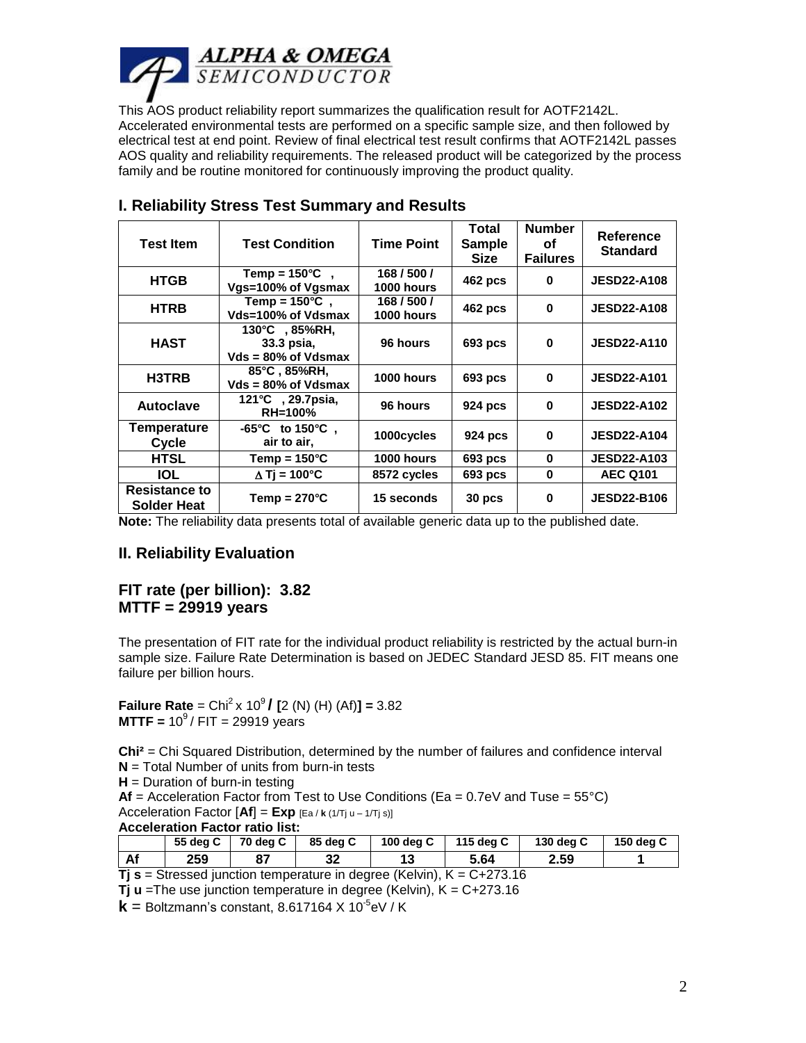ALPHA & OMEGA SEMICONDUCTOR

This AOS product reliability report summarizes the qualification result for AOTF2142L. Accelerated environmental tests are performed on a specific sample size, and then followed by electrical test at end point. Review of final electrical test result confirms that AOTF2142L passes AOS quality and reliability requirements. The released product will be categorized by the process family and be routine monitored for continuously improving the product quality.

## I. Reliability Stress Test Summary and Results

| Test Item | Test Condition | Time Point | Total Sample Size | Number of Failures | Reference Standard |
|---|---|---|---|---|---|
| HTGB | Temp = 150°C , Vgs=100% of Vgsmax | 168 / 500 / 1000 hours | 462 pcs | 0 | JESD22-A108 |
| HTRB | Temp = 150°C , Vds=100% of Vdsmax | 168 / 500 / 1000 hours | 462 pcs | 0 | JESD22-A108 |
| HAST | 130°C , 85%RH, 33.3 psia, Vds = 80% of Vdsmax | 96 hours | 693 pcs | 0 | JESD22-A110 |
| H3TRB | 85°C , 85%RH, Vds = 80% of Vdsmax | 1000 hours | 693 pcs | 0 | JESD22-A101 |
| Autoclave | 121°C , 29.7psia, RH=100% | 96 hours | 924 pcs | 0 | JESD22-A102 |
| Temperature Cycle | -65°C to 150°C , air to air, | 1000cycles | 924 pcs | 0 | JESD22-A104 |
| HTSL | Temp = 150°C | 1000 hours | 693 pcs | 0 | JESD22-A103 |
| IOL | $\Delta$ Tj = 100°C | 8572 cycles | 693 pcs | 0 | AEC Q101 |
| Resistance to Solder Heat | Temp = 270°C | 15 seconds | 30 pcs | 0 | JESD22-B106 |

**Note:** The reliability data presents total of available generic data up to the published date.

## II. Reliability Evaluation

### FIT rate (per billion): 3.82
### MTTF = 29919 years

The presentation of FIT rate for the individual product reliability is restricted by the actual burn-in sample size. Failure Rate Determination is based on JEDEC Standard JESD 85. FIT means one failure per billion hours.

**Failure Rate** = $\text{Chi}^2 \times 10^9$ **/ [**2 (N) (H) (Af)**] =** 3.82
**MTTF =** $10^9$ / FIT = 29919 years

**Chi²** = Chi Squared Distribution, determined by the number of failures and confidence interval
**N** = Total Number of units from burn-in tests
**H** = Duration of burn-in testing
**Af** = Acceleration Factor from Test to Use Conditions (Ea = 0.7eV and Tuse = 55°C)
Acceleration Factor [**Af**] = **Exp** $[Ea / \mathbf{k} \,(1/Tj\,u - 1/Tj\,s)]$

**Acceleration Factor ratio list:**

| | 55 deg C | 70 deg C | 85 deg C | 100 deg C | 115 deg C | 130 deg C | 150 deg C |
|---|---|---|---|---|---|---|---|
| Af | 259 | 87 | 32 | 13 | 5.64 | 2.59 | 1 |

**Tj s** = Stressed junction temperature in degree (Kelvin), K = C+273.16
**Tj u** =The use junction temperature in degree (Kelvin), K = C+273.16
**k** = Boltzmann's constant, $8.617164 \times 10^{-5}$eV / K